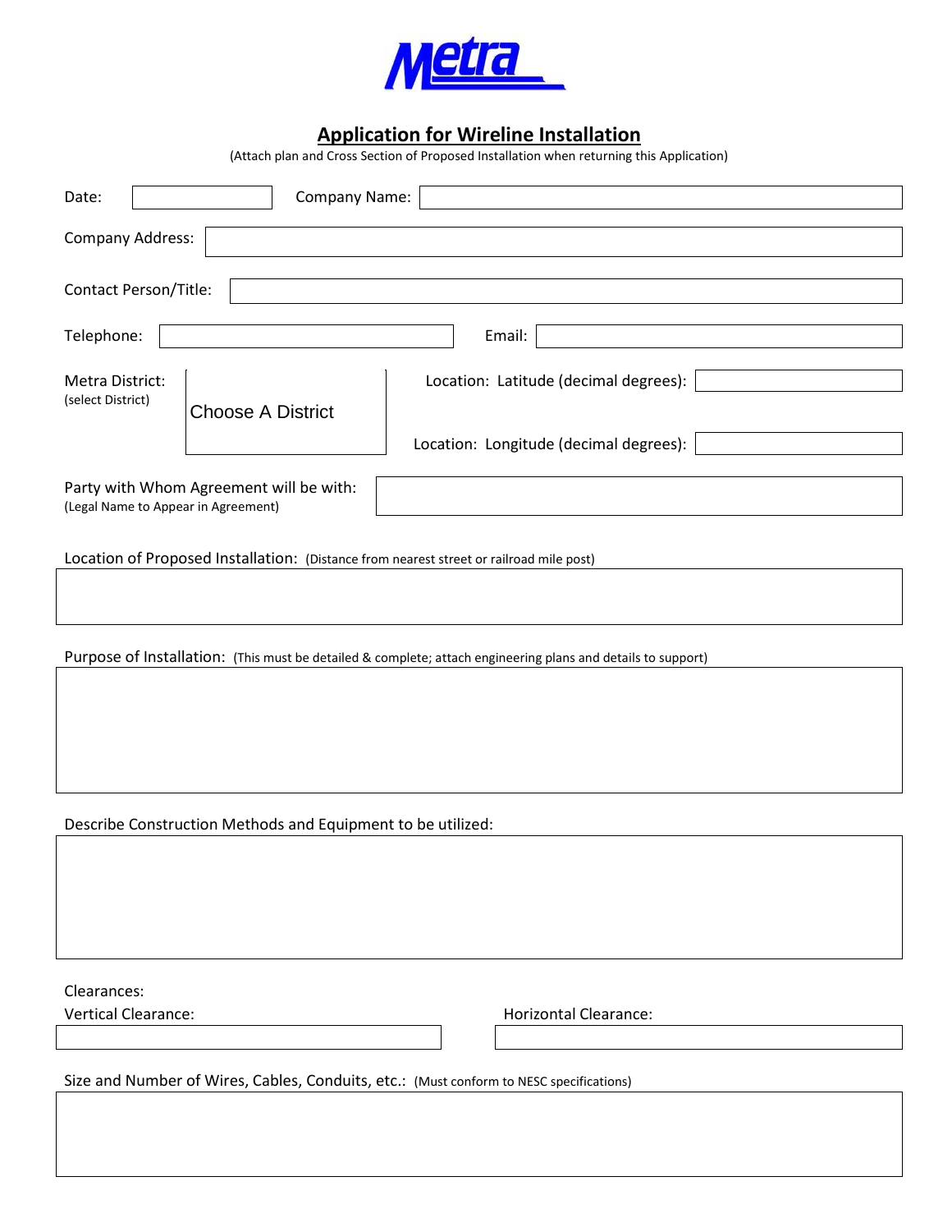Metra

# Application for Wireline Installation

(Attach plan and Cross Section of Proposed Installation when returning this Application)

Date: ______________ Company Name: ______________

Company Address: ______________

Contact Person/Title: ______________

Telephone: ______________ Email: ______________

Metra District:
(select District)
Choose A District

Location: Latitude (decimal degrees): ______________

Location: Longitude (decimal degrees): ______________

Party with Whom Agreement will be with:
(Legal Name to Appear in Agreement)
______________

Location of Proposed Installation: (Distance from nearest street or railroad mile post)

______________

Purpose of Installation: (This must be detailed & complete; attach engineering plans and details to support)

______________

Describe Construction Methods and Equipment to be utilized:

______________

Clearances:

Vertical Clearance: ______________ Horizontal Clearance: ______________

Size and Number of Wires, Cables, Conduits, etc.: (Must conform to NESC specifications)

______________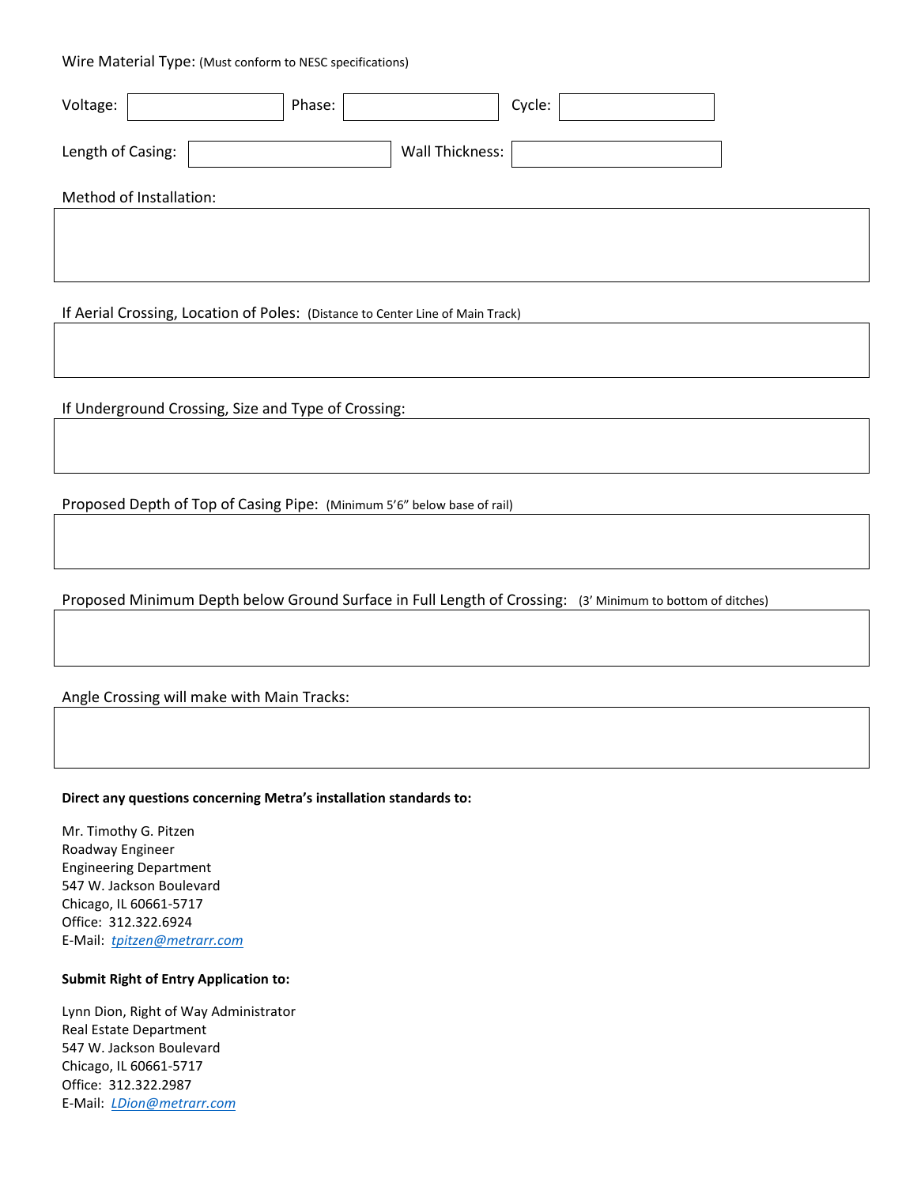Wire Material Type: (Must conform to NESC specifications)

Voltage: Phase: Cycle:

Length of Casing: Wall Thickness:

Method of Installation:

If Aerial Crossing, Location of Poles: (Distance to Center Line of Main Track)

If Underground Crossing, Size and Type of Crossing:

Proposed Depth of Top of Casing Pipe: (Minimum 5'6" below base of rail)

Proposed Minimum Depth below Ground Surface in Full Length of Crossing: (3' Minimum to bottom of ditches)

Angle Crossing will make with Main Tracks:

**Direct any questions concerning Metra's installation standards to:**

Mr. Timothy G. Pitzen
Roadway Engineer
Engineering Department
547 W. Jackson Boulevard
Chicago, IL 60661-5717
Office: 312.322.6924
E-Mail: *tpitzen@metrarr.com*

**Submit Right of Entry Application to:**

Lynn Dion, Right of Way Administrator
Real Estate Department
547 W. Jackson Boulevard
Chicago, IL 60661-5717
Office: 312.322.2987
E-Mail: *LDion@metrarr.com*